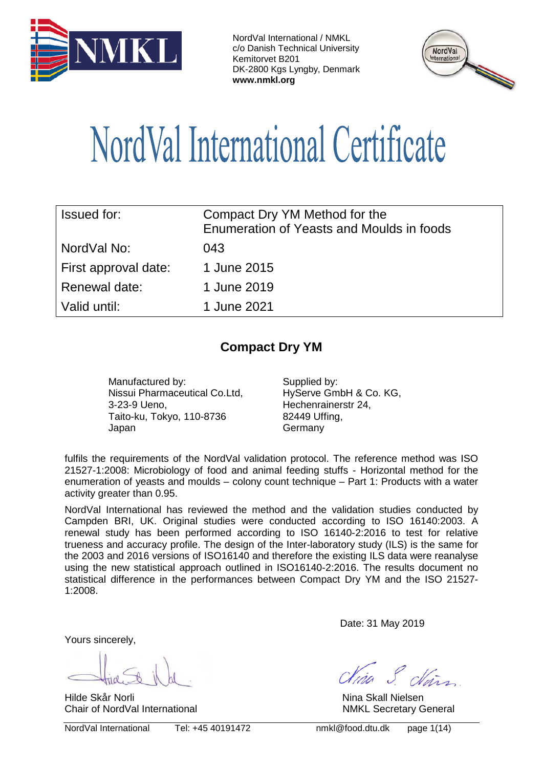NordVal International / NMKL
c/o Danish Technical University
Kemitorvet B201
DK-2800 Kgs Lyngby, Denmark
**www.nmkl.org**

# NordVal International Certificate

| Issued for: | Compact Dry YM Method for the Enumeration of Yeasts and Moulds in foods |
|---|---|
| NordVal No: | 043 |
| First approval date: | 1 June 2015 |
| Renewal date: | 1 June 2019 |
| Valid until: | 1 June 2021 |

## Compact Dry YM

Manufactured by:
Nissui Pharmaceutical Co.Ltd,
3-23-9 Ueno,
Taito-ku, Tokyo, 110-8736
Japan

Supplied by:
HyServe GmbH & Co. KG,
Hechenrainerstr 24,
82449 Uffing,
Germany

fulfils the requirements of the NordVal validation protocol. The reference method was ISO 21527-1:2008: Microbiology of food and animal feeding stuffs - Horizontal method for the enumeration of yeasts and moulds – colony count technique – Part 1: Products with a water activity greater than 0.95.

NordVal International has reviewed the method and the validation studies conducted by Campden BRI, UK. Original studies were conducted according to ISO 16140:2003. A renewal study has been performed according to ISO 16140-2:2016 to test for relative trueness and accuracy profile. The design of the Inter-laboratory study (ILS) is the same for the 2003 and 2016 versions of ISO16140 and therefore the existing ILS data were reanalyse using the new statistical approach outlined in ISO16140-2:2016. The results document no statistical difference in the performances between Compact Dry YM and the ISO 21527-1:2008.

Date: 31 May 2019

Yours sincerely,

Hilde Skår Norli
Chair of NordVal International

Nina Skall Nielsen
NMKL Secretary General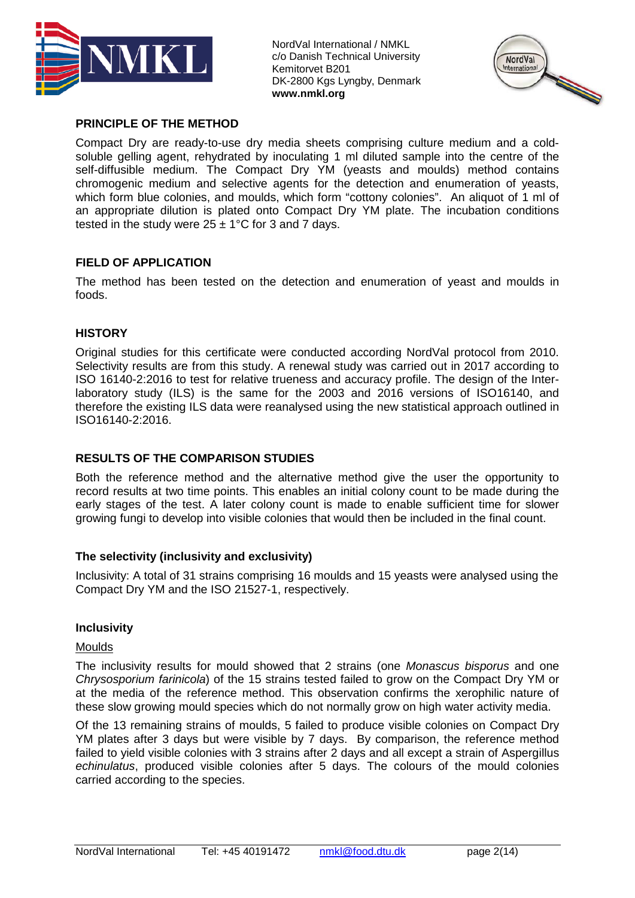## PRINCIPLE OF THE METHOD

Compact Dry are ready-to-use dry media sheets comprising culture medium and a cold-soluble gelling agent, rehydrated by inoculating 1 ml diluted sample into the centre of the self-diffusible medium. The Compact Dry YM (yeasts and moulds) method contains chromogenic medium and selective agents for the detection and enumeration of yeasts, which form blue colonies, and moulds, which form "cottony colonies". An aliquot of 1 ml of an appropriate dilution is plated onto Compact Dry YM plate. The incubation conditions tested in the study were 25 ± 1°C for 3 and 7 days.

## FIELD OF APPLICATION

The method has been tested on the detection and enumeration of yeast and moulds in foods.

## HISTORY

Original studies for this certificate were conducted according NordVal protocol from 2010. Selectivity results are from this study. A renewal study was carried out in 2017 according to ISO 16140-2:2016 to test for relative trueness and accuracy profile. The design of the Inter-laboratory study (ILS) is the same for the 2003 and 2016 versions of ISO16140, and therefore the existing ILS data were reanalysed using the new statistical approach outlined in ISO16140-2:2016.

## RESULTS OF THE COMPARISON STUDIES

Both the reference method and the alternative method give the user the opportunity to record results at two time points. This enables an initial colony count to be made during the early stages of the test. A later colony count is made to enable sufficient time for slower growing fungi to develop into visible colonies that would then be included in the final count.

### The selectivity (inclusivity and exclusivity)

Inclusivity: A total of 31 strains comprising 16 moulds and 15 yeasts were analysed using the Compact Dry YM and the ISO 21527-1, respectively.

### Inclusivity

Moulds

The inclusivity results for mould showed that 2 strains (one *Monascus bisporus* and one *Chrysosporium farinicola*) of the 15 strains tested failed to grow on the Compact Dry YM or at the media of the reference method. This observation confirms the xerophilic nature of these slow growing mould species which do not normally grow on high water activity media.

Of the 13 remaining strains of moulds, 5 failed to produce visible colonies on Compact Dry YM plates after 3 days but were visible by 7 days. By comparison, the reference method failed to yield visible colonies with 3 strains after 2 days and all except a strain of Aspergillus *echinulatus*, produced visible colonies after 5 days. The colours of the mould colonies carried according to the species.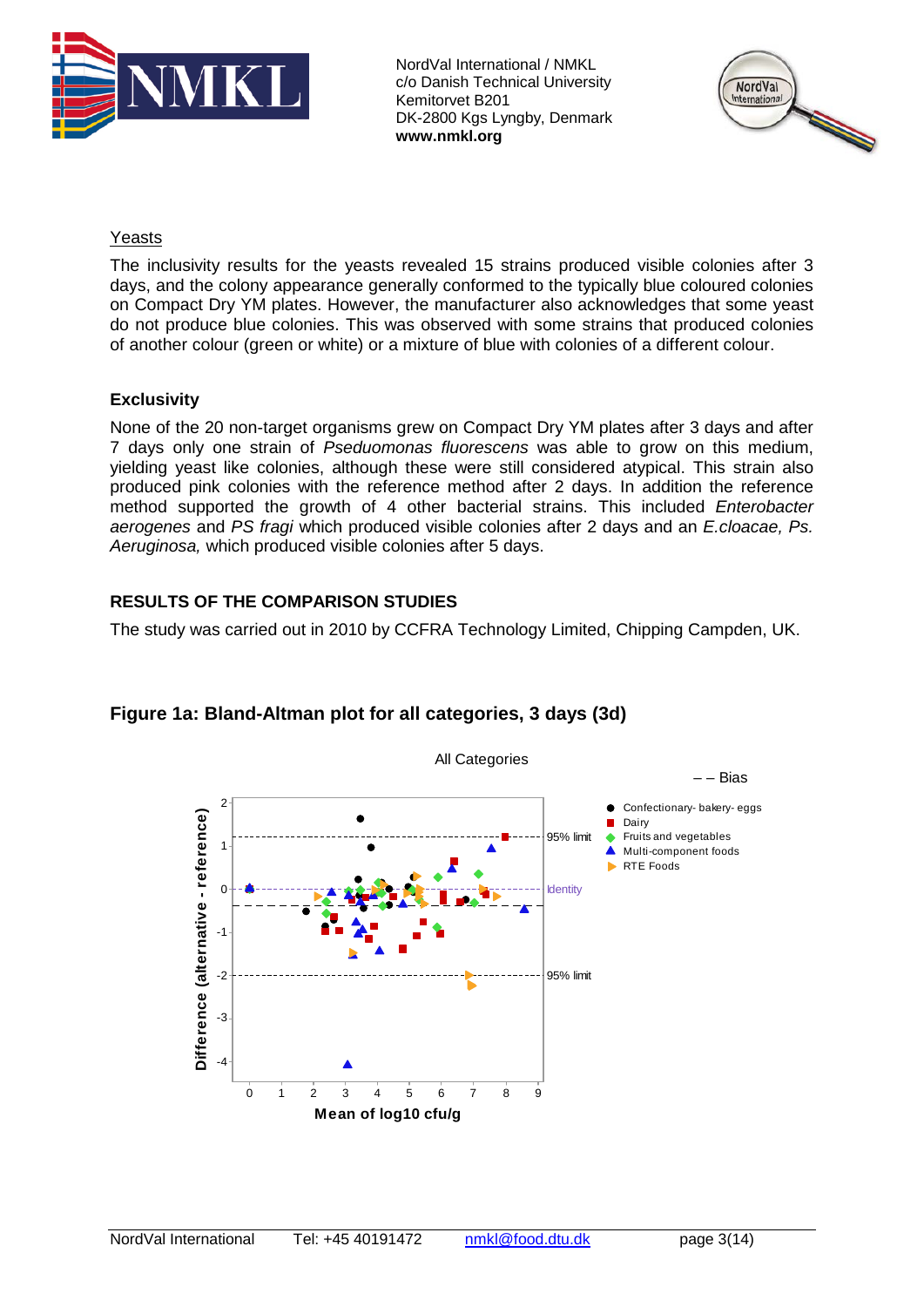Yeasts

The inclusivity results for the yeasts revealed 15 strains produced visible colonies after 3 days, and the colony appearance generally conformed to the typically blue coloured colonies on Compact Dry YM plates. However, the manufacturer also acknowledges that some yeast do not produce blue colonies. This was observed with some strains that produced colonies of another colour (green or white) or a mixture of blue with colonies of a different colour.

**Exclusivity**

None of the 20 non-target organisms grew on Compact Dry YM plates after 3 days and after 7 days only one strain of *Pseduomonas fluorescens* was able to grow on this medium, yielding yeast like colonies, although these were still considered atypical. This strain also produced pink colonies with the reference method after 2 days. In addition the reference method supported the growth of 4 other bacterial strains. This included *Enterobacter aerogenes* and *PS fragi* which produced visible colonies after 2 days and an *E.cloacae, Ps. Aeruginosa,* which produced visible colonies after 5 days.

## RESULTS OF THE COMPARISON STUDIES

The study was carried out in 2010 by CCFRA Technology Limited, Chipping Campden, UK.

### Figure 1a: Bland-Altman plot for all categories, 3 days (3d)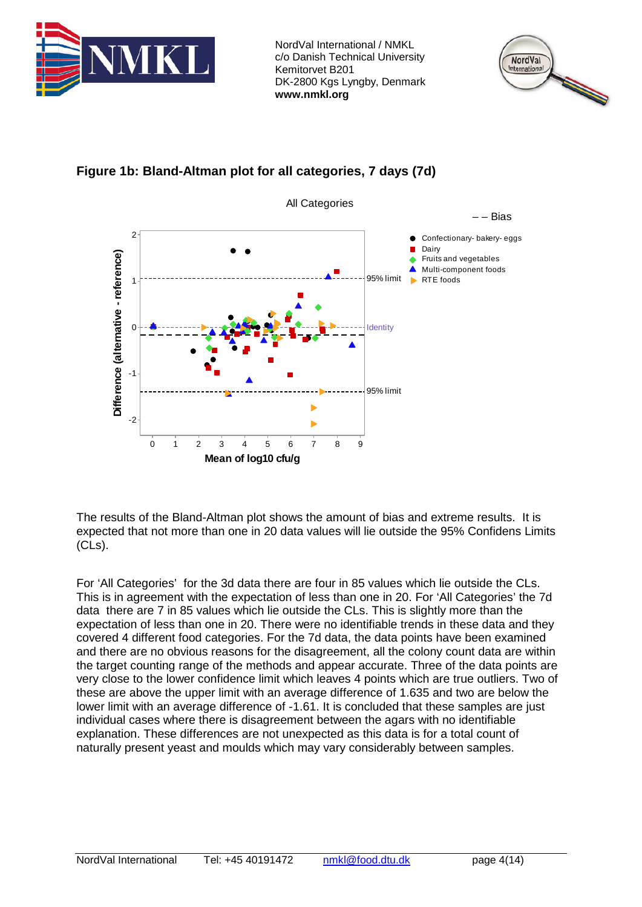## Figure 1b: Bland-Altman plot for all categories, 7 days (7d)

The results of the Bland-Altman plot shows the amount of bias and extreme results. It is expected that not more than one in 20 data values will lie outside the 95% Confidens Limits (CLs).

For 'All Categories' for the 3d data there are four in 85 values which lie outside the CLs. This is in agreement with the expectation of less than one in 20. For 'All Categories' the 7d data there are 7 in 85 values which lie outside the CLs. This is slightly more than the expectation of less than one in 20. There were no identifiable trends in these data and they covered 4 different food categories. For the 7d data, the data points have been examined and there are no obvious reasons for the disagreement, all the colony count data are within the target counting range of the methods and appear accurate. Three of the data points are very close to the lower confidence limit which leaves 4 points which are true outliers. Two of these are above the upper limit with an average difference of 1.635 and two are below the lower limit with an average difference of -1.61. It is concluded that these samples are just individual cases where there is disagreement between the agars with no identifiable explanation. These differences are not unexpected as this data is for a total count of naturally present yeast and moulds which may vary considerably between samples.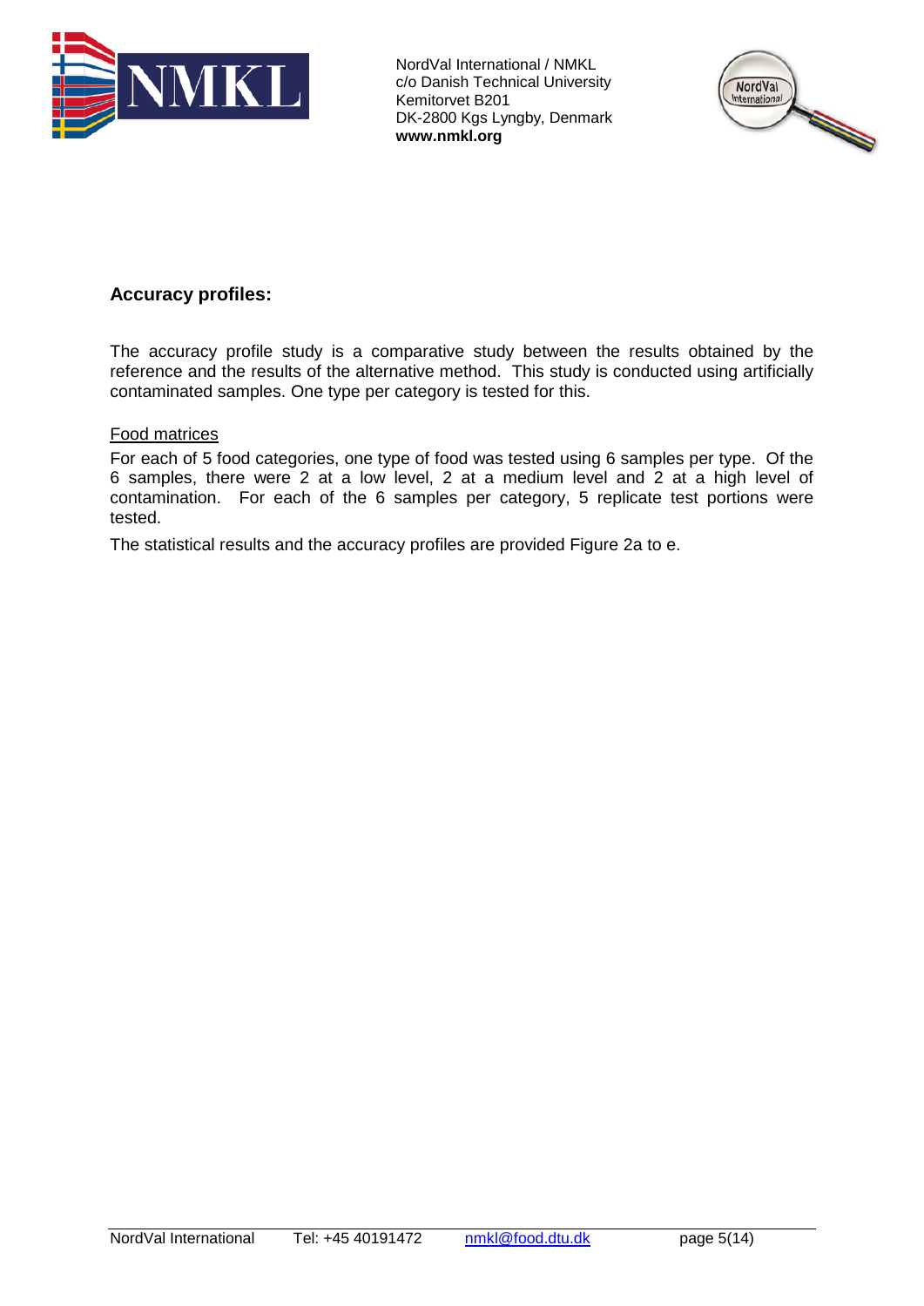## Accuracy profiles:

The accuracy profile study is a comparative study between the results obtained by the reference and the results of the alternative method. This study is conducted using artificially contaminated samples. One type per category is tested for this.

Food matrices

For each of 5 food categories, one type of food was tested using 6 samples per type. Of the 6 samples, there were 2 at a low level, 2 at a medium level and 2 at a high level of contamination. For each of the 6 samples per category, 5 replicate test portions were tested.

The statistical results and the accuracy profiles are provided Figure 2a to e.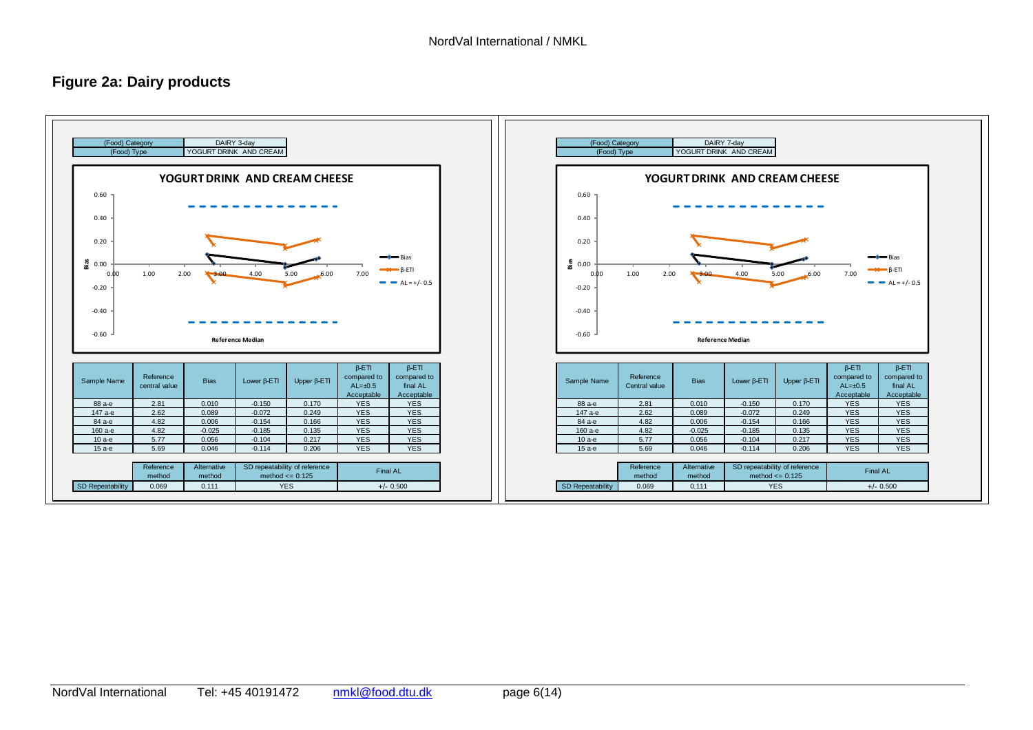## Figure 2a: Dairy products

| (Food) Category | DAIRY 3-day |
|---|---|
| (Food) Type | YOGURT DRINK AND CREAM |

**YOGURT DRINK AND CREAM CHEESE**

| Sample Name | Reference central value | Bias | Lower β-ETI | Upper β-ETI | β-ETI compared to AL=±0.5 Acceptable | β-ETI compared to final AL Acceptable |
|---|---|---|---|---|---|---|
| 88 a-e | 2.81 | 0.010 | -0.150 | 0.170 | YES | YES |
| 147 a-e | 2.62 | 0.089 | -0.072 | 0.249 | YES | YES |
| 84 a-e | 4.82 | 0.006 | -0.154 | 0.166 | YES | YES |
| 160 a-e | 4.82 | -0.025 | -0.185 | 0.135 | YES | YES |
| 10 a-e | 5.77 | 0.056 | -0.104 | 0.217 | YES | YES |
| 15 a-e | 5.69 | 0.046 | -0.114 | 0.206 | YES | YES |

| | Reference method | Alternative method | SD repeatability of reference method <= 0.125 | Final AL |
|---|---|---|---|---|
| SD Repeatability | 0.069 | 0.111 | YES | +/- 0.500 |

| (Food) Category | DAIRY 7-day |
|---|---|
| (Food) Type | YOGURT DRINK AND CREAM |

**YOGURT DRINK AND CREAM CHEESE**

| Sample Name | Reference Central value | Bias | Lower β-ETI | Upper β-ETI | β-ETI compared to AL=±0.5 Acceptable | β-ETI compared to final AL Acceptable |
|---|---|---|---|---|---|---|
| 88 a-e | 2.81 | 0.010 | -0.150 | 0.170 | YES | YES |
| 147 a-e | 2.62 | 0.089 | -0.072 | 0.249 | YES | YES |
| 84 a-e | 4.82 | 0.006 | -0.154 | 0.166 | YES | YES |
| 160 a-e | 4.82 | -0.025 | -0.185 | 0.135 | YES | YES |
| 10 a-e | 5.77 | 0.056 | -0.104 | 0.217 | YES | YES |
| 15 a-e | 5.69 | 0.046 | -0.114 | 0.206 | YES | YES |

| | Reference method | Alternative method | SD repeatability of reference method <= 0.125 | Final AL |
|---|---|---|---|---|
| SD Repeatability | 0.069 | 0.111 | YES | +/- 0.500 |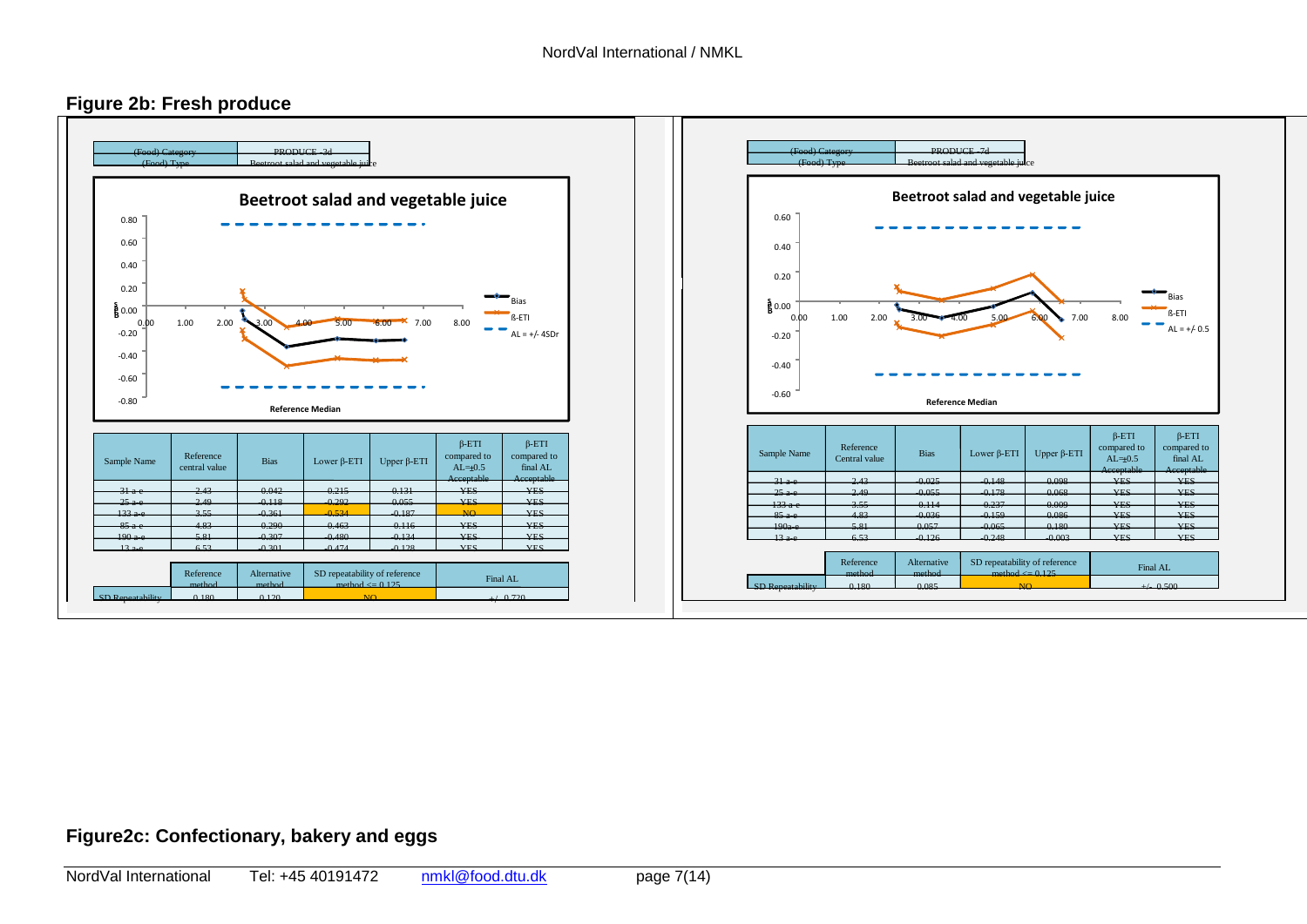## Figure 2b: Fresh produce

| (Food) Category | PRODUCE -3d |
|---|---|
| (Food) Type | Beetroot salad and vegetable juice |

**Beetroot salad and vegetable juice**

| Sample Name | Reference central value | Bias | Lower β-ETI | Upper β-ETI | β-ETI compared to AL=±0.5 Acceptable | β-ETI compared to final AL Acceptable |
|---|---|---|---|---|---|---|
| 31 a-e | 2.43 | 0.042 | 0.215 | 0.131 | YES | YES |
| 25 a-e | 2.49 | -0.118 | -0.292 | 0.055 | YES | YES |
| 133 a-e | 3.55 | -0.361 | -0.534 | -0.187 | NO | YES |
| 85 a-e | 4.83 | -0.290 | -0.463 | -0.116 | YES | YES |
| 190 a-e | 5.81 | -0.307 | -0.480 | -0.134 | YES | YES |
| 13 a-e | 6.53 | -0.301 | -0.474 | -0.128 | YES | YES |

| | Reference method | Alternative method | SD repeatability of reference method <= 0.125 | Final AL |
|---|---|---|---|---|
| SD Repeatability | 0.180 | 0.120 | NO | +/- 0.720 |

| (Food) Category | PRODUCE -7d |
|---|---|
| (Food) Type | Beetroot salad and vegetable juice |

**Beetroot salad and vegetable juice**

| Sample Name | Reference Central value | Bias | Lower β-ETI | Upper β-ETI | β-ETI compared to AL=±0.5 Acceptable | β-ETI compared to final AL Acceptable |
|---|---|---|---|---|---|---|
| 31 a-e | 2.43 | -0.025 | -0.148 | 0.098 | YES | YES |
| 25 a-e | 2.49 | -0.055 | -0.178 | 0.068 | YES | YES |
| 133 a-e | 3.55 | -0.114 | -0.237 | 0.009 | YES | YES |
| 85 a-e | 4.83 | -0.036 | -0.159 | 0.086 | YES | YES |
| 190a-e | 5.81 | 0.057 | -0.065 | 0.180 | YES | YES |
| 13 a-e | 6.53 | -0.126 | -0.248 | -0.003 | YES | YES |

| | Reference method | Alternative method | SD repeatability of reference method <= 0.125 | Final AL |
|---|---|---|---|---|
| SD Repeatability | 0.180 | 0.085 | NO | +/- 0.500 |

## Figure2c: Confectionary, bakery and eggs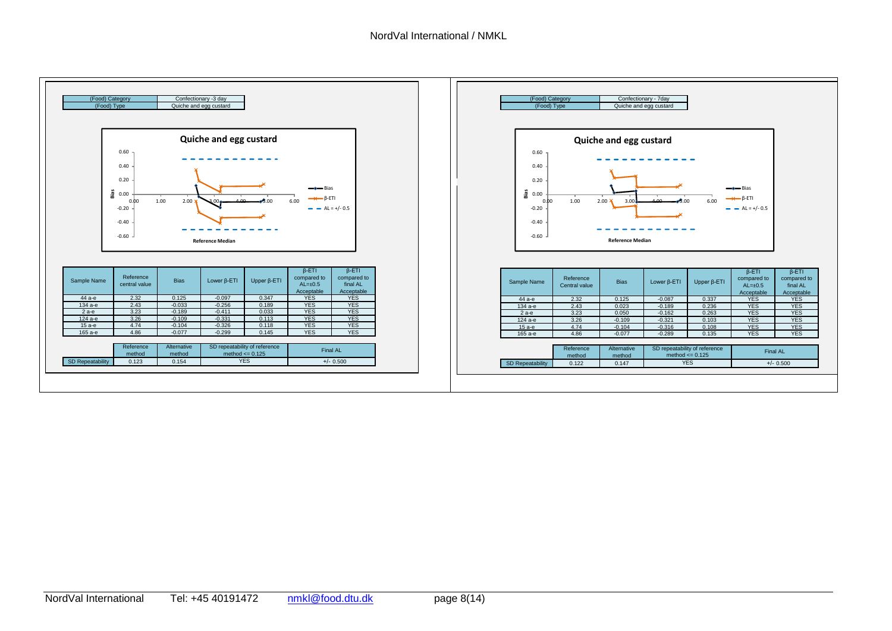| (Food) Category | Confectionary -3 day |
|---|---|
| (Food) Type | Quiche and egg custard |

**Quiche and egg custard**

| Sample Name | Reference central value | Bias | Lower β-ETI | Upper β-ETI | β-ETI compared to AL=±0.5 Acceptable | β-ETI compared to final AL Acceptable |
|---|---|---|---|---|---|---|
| 44 a-e | 2.32 | 0.125 | -0.097 | 0.347 | YES | YES |
| 134 a-e | 2.43 | -0.033 | -0.256 | 0.189 | YES | YES |
| 2 a-e | 3.23 | -0.189 | -0.411 | 0.033 | YES | YES |
| 124 a-e | 3.26 | -0.109 | -0.331 | 0.113 | YES | YES |
| 15 a-e | 4.74 | -0.104 | -0.326 | 0.118 | YES | YES |
| 165 a-e | 4.86 | -0.077 | -0.299 | 0.145 | YES | YES |

| | Reference method | Alternative method | SD repeatability of reference method <= 0.125 | Final AL |
|---|---|---|---|---|
| SD Repeatability | 0.123 | 0.154 | YES | +/- 0.500 |

| (Food) Category | Confectionary - 7day |
|---|---|
| (Food) Type | Quiche and egg custard |

**Quiche and egg custard**

| Sample Name | Reference Central value | Bias | Lower β-ETI | Upper β-ETI | β-ETI compared to AL=±0.5 Acceptable | β-ETI compared to final AL Acceptable |
|---|---|---|---|---|---|---|
| 44 a-e | 2.32 | 0.125 | -0.087 | 0.337 | YES | YES |
| 134 a-e | 2.43 | 0.023 | -0.189 | 0.236 | YES | YES |
| 2 a-e | 3.23 | 0.050 | -0.162 | 0.263 | YES | YES |
| 124 a-e | 3.26 | -0.109 | -0.321 | 0.103 | YES | YES |
| 15 a-e | 4.74 | -0.104 | -0.316 | 0.108 | YES | YES |
| 165 a-e | 4.86 | -0.077 | -0.289 | 0.135 | YES | YES |

| | Reference method | Alternative method | SD repeatability of reference method <= 0.125 | Final AL |
|---|---|---|---|---|
| SD Repeatability | 0.122 | 0.147 | YES | +/- 0.500 |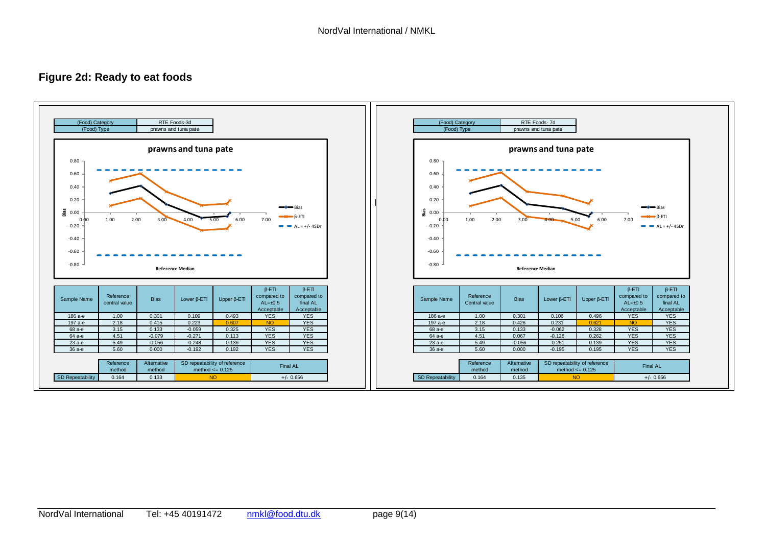# Figure 2d: Ready to eat foods

| (Food) Category | RTE Foods-3d |
|---|---|
| (Food) Type | prawns and tuna pate |

**prawns and tuna pate**

| Sample Name | Reference central value | Bias | Lower β-ETI | Upper β-ETI | β-ETI compared to AL=±0.5 Acceptable | β-ETI compared to final AL Acceptable |
|---|---|---|---|---|---|---|
| 186 a-e | 1.00 | 0.301 | 0.109 | 0.493 | YES | YES |
| 197 a-e | 2.18 | 0.415 | 0.223 | 0.607 | NO | YES |
| 68 a-e | 3.15 | 0.133 | -0.059 | 0.325 | YES | YES |
| 64 a-e | 4.51 | -0.079 | -0.271 | 0.113 | YES | YES |
| 23 a-e | 5.49 | -0.056 | -0.248 | 0.136 | YES | YES |
| 36 a-e | 5.60 | 0.000 | -0.192 | 0.192 | YES | YES |

| | Reference method | Alternative method | SD repeatability of reference method <= 0.125 | Final AL |
|---|---|---|---|---|
| SD Repeatability | 0.164 | 0.133 | NO | +/- 0.656 |

| (Food) Category | RTE Foods- 7d |
|---|---|
| (Food) Type | prawns and tuna pate |

**prawns and tuna pate**

| Sample Name | Reference Central value | Bias | Lower β-ETI | Upper β-ETI | β-ETI compared to AL=±0.5 Acceptable | β-ETI compared to final AL Acceptable |
|---|---|---|---|---|---|---|
| 186 a-e | 1.00 | 0.301 | 0.106 | 0.496 | YES | YES |
| 197 a-e | 2.18 | 0.426 | 0.231 | 0.621 | NO | YES |
| 68 a-e | 3.15 | 0.133 | -0.062 | 0.328 | YES | YES |
| 64 a-e | 4.51 | 0.067 | -0.128 | 0.262 | YES | YES |
| 23 a-e | 5.49 | -0.056 | -0.251 | 0.139 | YES | YES |
| 36 a-e | 5.60 | 0.000 | -0.195 | 0.195 | YES | YES |

| | Reference method | Alternative method | SD repeatability of reference method <= 0.125 | Final AL |
|---|---|---|---|---|
| SD Repeatability | 0.164 | 0.135 | NO | +/- 0.656 |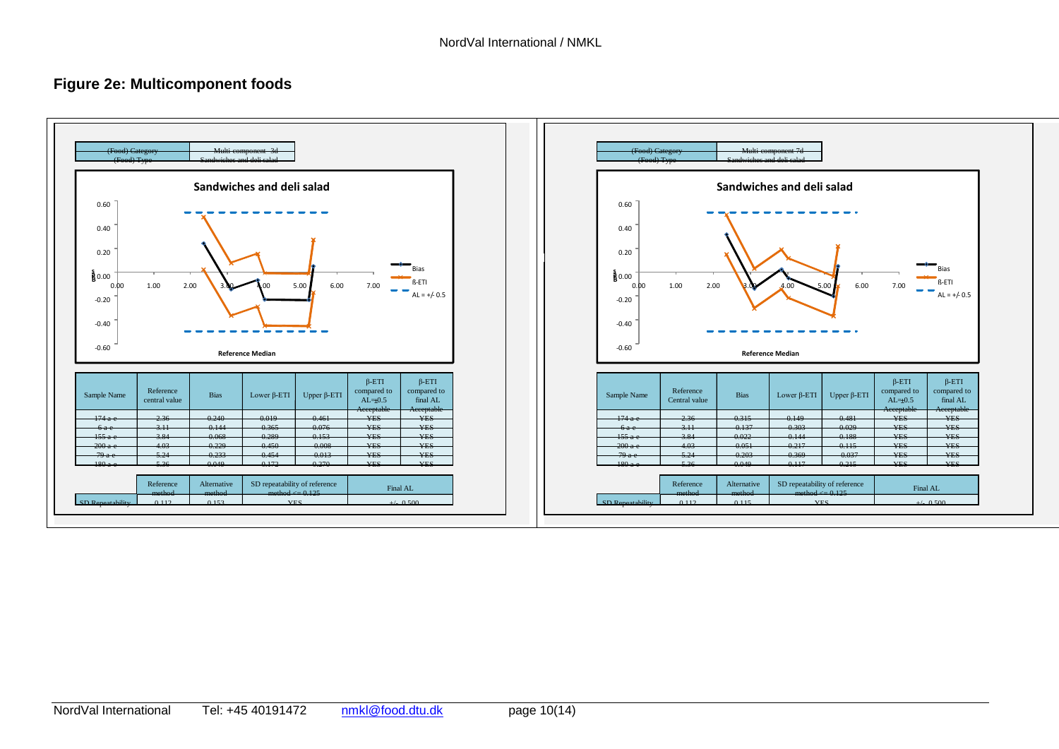# Figure 2e: Multicomponent foods

| (Food) Category | Multi-component 3d |
|---|---|
| (Food) Type | Sandwiches and deli salad |

**Sandwiches and deli salad**

| Sample Name | Reference central value | Bias | Lower β-ETI | Upper β-ETI | β-ETI compared to AL=±0.5 Acceptable | β-ETI compared to final AL Acceptable |
|---|---|---|---|---|---|---|
| 174 a e | 2.36 | 0.240 | 0.019 | 0.461 | YES | YES |
| 6 a e | 3.11 | -0.144 | -0.365 | 0.076 | YES | YES |
| 155 a e | 3.84 | 0.068 | -0.289 | 0.153 | YES | YES |
| 200 a e | 4.03 | -0.229 | -0.450 | -0.008 | YES | YES |
| 79 a e | 5.24 | -0.233 | -0.454 | -0.013 | YES | YES |
| 180 a e | 5.36 | 0.049 | -0.172 | 0.270 | YES | YES |

| | Reference method | Alternative method | SD repeatability of reference method <= 0.125 | Final AL |
|---|---|---|---|---|
| SD Repeatability | 0.112 | 0.153 | YES | +/- 0.500 |

| (Food) Category | Multi-component 7d |
|---|---|
| (Food) Type | Sandwiches and deli salad |

**Sandwiches and deli salad**

| Sample Name | Reference Central value | Bias | Lower β-ETI | Upper β-ETI | β-ETI compared to AL=±0.5 Acceptable | β-ETI compared to final AL Acceptable |
|---|---|---|---|---|---|---|
| 174 a e | 2.36 | 0.315 | 0.149 | 0.481 | YES | YES |
| 6 a e | 3.11 | -0.137 | -0.303 | 0.029 | YES | YES |
| 155 a e | 3.84 | 0.022 | -0.144 | 0.188 | YES | YES |
| 200 a e | 4.03 | -0.051 | -0.217 | 0.115 | YES | YES |
| 79 a e | 5.24 | -0.203 | -0.369 | -0.037 | YES | YES |
| 180 a e | 5.36 | 0.049 | -0.117 | 0.215 | YES | YES |

| | Reference method | Alternative method | SD repeatability of reference method <= 0.125 | Final AL |
|---|---|---|---|---|
| SD Repeatability | 0.112 | 0.115 | YES | +/- 0.500 |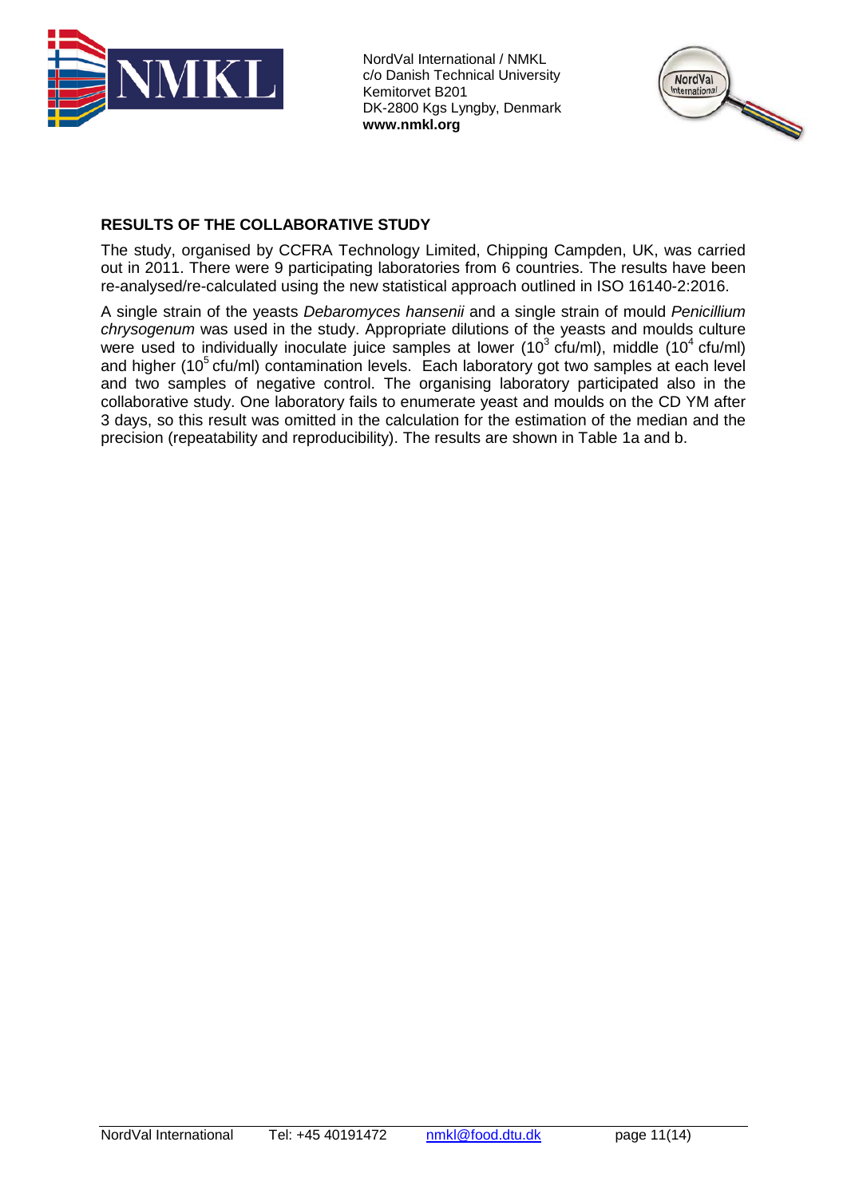## RESULTS OF THE COLLABORATIVE STUDY

The study, organised by CCFRA Technology Limited, Chipping Campden, UK, was carried out in 2011. There were 9 participating laboratories from 6 countries. The results have been re-analysed/re-calculated using the new statistical approach outlined in ISO 16140-2:2016.

A single strain of the yeasts *Debaromyces hansenii* and a single strain of mould *Penicillium chrysogenum* was used in the study. Appropriate dilutions of the yeasts and moulds culture were used to individually inoculate juice samples at lower ($10^3$ cfu/ml), middle ($10^4$ cfu/ml) and higher ($10^5$ cfu/ml) contamination levels. Each laboratory got two samples at each level and two samples of negative control. The organising laboratory participated also in the collaborative study. One laboratory fails to enumerate yeast and moulds on the CD YM after 3 days, so this result was omitted in the calculation for the estimation of the median and the precision (repeatability and reproducibility). The results are shown in Table 1a and b.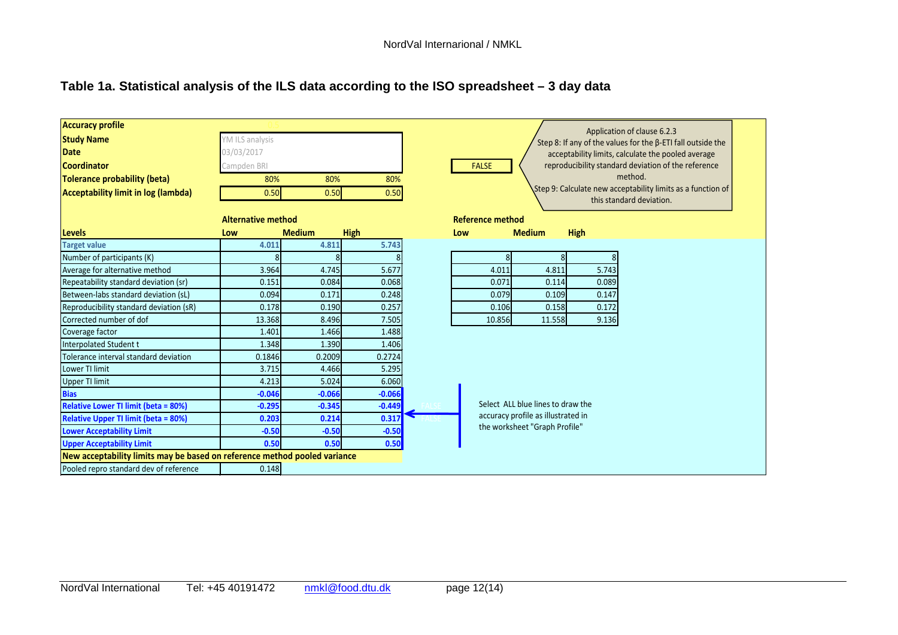## Table 1a. Statistical analysis of the ILS data according to the ISO spreadsheet – 3 day data

| **Accuracy profile** | | | |
|---|---|---|---|
| **Study Name** | YM ILS analysis | | |
| **Date** | 03/03/2017 | | |
| **Coordinator** | Campden BRI | | |
| **Tolerance probability (beta)** | 80% | 80% | 80% |
| **Acceptability limit in log (lambda)** | 0.50 | 0.50 | 0.50 |

FALSE

Application of clause 6.2.3
Step 8: If any of the values for the β-ETI fall outside the acceptability limits, calculate the pooled average reproducibility standard deviation of the reference method.
Step 9: Calculate new acceptability limits as a function of this standard deviation.

| | **Alternative method** | | | **Reference method** | | |
|---|---|---|---|---|---|---|
| **Levels** | **Low** | **Medium** | **High** | **Low** | **Medium** | **High** |
| **Target value** | 4.011 | 4.811 | 5.743 | | | |
| Number of participants (K) | 8 | 8 | 8 | 8 | 8 | 8 |
| Average for alternative method | 3.964 | 4.745 | 5.677 | 4.011 | 4.811 | 5.743 |
| Repeatability standard deviation (sr) | 0.151 | 0.084 | 0.068 | 0.071 | 0.114 | 0.089 |
| Between-labs standard deviation (sL) | 0.094 | 0.171 | 0.248 | 0.079 | 0.109 | 0.147 |
| Reproducibility standard deviation (sR) | 0.178 | 0.190 | 0.257 | 0.106 | 0.158 | 0.172 |
| Corrected number of dof | 13.368 | 8.496 | 7.505 | 10.856 | 11.558 | 9.136 |
| Coverage factor | 1.401 | 1.466 | 1.488 | | | |
| Interpolated Student t | 1.348 | 1.390 | 1.406 | | | |
| Tolerance interval standard deviation | 0.1846 | 0.2009 | 0.2724 | | | |
| Lower TI limit | 3.715 | 4.466 | 5.295 | | | |
| Upper TI limit | 4.213 | 5.024 | 6.060 | | | |
| **Bias** | -0.046 | -0.066 | -0.066 | | | |
| **Relative Lower TI limit (beta = 80%)** | -0.295 | -0.345 | -0.449 | | | |
| **Relative Upper TI limit (beta = 80%)** | 0.203 | 0.214 | 0.317 | | | |
| **Lower Acceptability Limit** | -0.50 | -0.50 | -0.50 | | | |
| **Upper Acceptability Limit** | 0.50 | 0.50 | 0.50 | | | |
| **New acceptability limits may be based on reference method pooled variance** | | | | | | |
| Pooled repro standard dev of reference | 0.148 | | | | | |

Select ALL blue lines to draw the accuracy profile as illustrated in the worksheet "Graph Profile"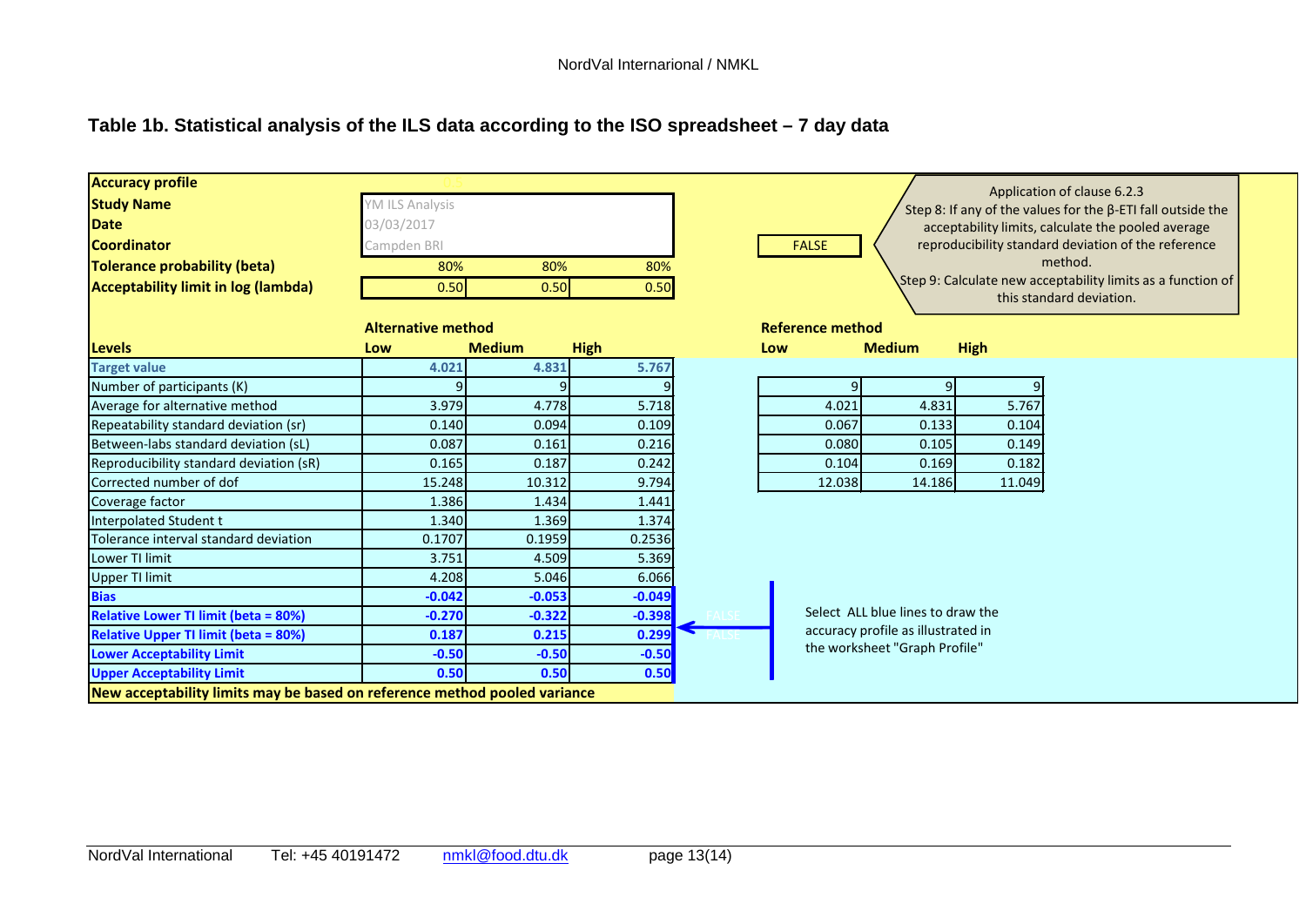### Table 1b. Statistical analysis of the ILS data according to the ISO spreadsheet – 7 day data

| **Accuracy profile** | | | | | | |
|---|---|---|---|---|---|---|
| **Study Name** | YM ILS Analysis | | | | | |
| **Date** | 03/03/2017 | | | | | |
| **Coordinator** | Campden BRI | | | FALSE | | |
| **Tolerance probability (beta)** | 80% | 80% | 80% | | | |
| **Acceptability limit in log (lambda)** | 0.50 | 0.50 | 0.50 | | | |

Application of clause 6.2.3
Step 8: If any of the values for the β-ETI fall outside the acceptability limits, calculate the pooled average reproducibility standard deviation of the reference method.
Step 9: Calculate new acceptability limits as a function of this standard deviation.

| | **Alternative method** | | | **Reference method** | | |
|---|---|---|---|---|---|---|
| **Levels** | **Low** | **Medium** | **High** | **Low** | **Medium** | **High** |
| **Target value** | **4.021** | **4.831** | **5.767** | | | |
| Number of participants (K) | 9 | 9 | 9 | 9 | 9 | 9 |
| Average for alternative method | 3.979 | 4.778 | 5.718 | 4.021 | 4.831 | 5.767 |
| Repeatability standard deviation (sr) | 0.140 | 0.094 | 0.109 | 0.067 | 0.133 | 0.104 |
| Between-labs standard deviation (sL) | 0.087 | 0.161 | 0.216 | 0.080 | 0.105 | 0.149 |
| Reproducibility standard deviation (sR) | 0.165 | 0.187 | 0.242 | 0.104 | 0.169 | 0.182 |
| Corrected number of dof | 15.248 | 10.312 | 9.794 | 12.038 | 14.186 | 11.049 |
| Coverage factor | 1.386 | 1.434 | 1.441 | | | |
| Interpolated Student t | 1.340 | 1.369 | 1.374 | | | |
| Tolerance interval standard deviation | 0.1707 | 0.1959 | 0.2536 | | | |
| Lower TI limit | 3.751 | 4.509 | 5.369 | | | |
| Upper TI limit | 4.208 | 5.046 | 6.066 | | | |
| **Bias** | **-0.042** | **-0.053** | **-0.049** | | | |
| **Relative Lower TI limit (beta = 80%)** | **-0.270** | **-0.322** | **-0.398** | | | |
| **Relative Upper TI limit (beta = 80%)** | **0.187** | **0.215** | **0.299** | | | |
| **Lower Acceptability Limit** | **-0.50** | **-0.50** | **-0.50** | | | |
| **Upper Acceptability Limit** | **0.50** | **0.50** | **0.50** | | | |

Select ALL blue lines to draw the accuracy profile as illustrated in the worksheet "Graph Profile"

**New acceptability limits may be based on reference method pooled variance**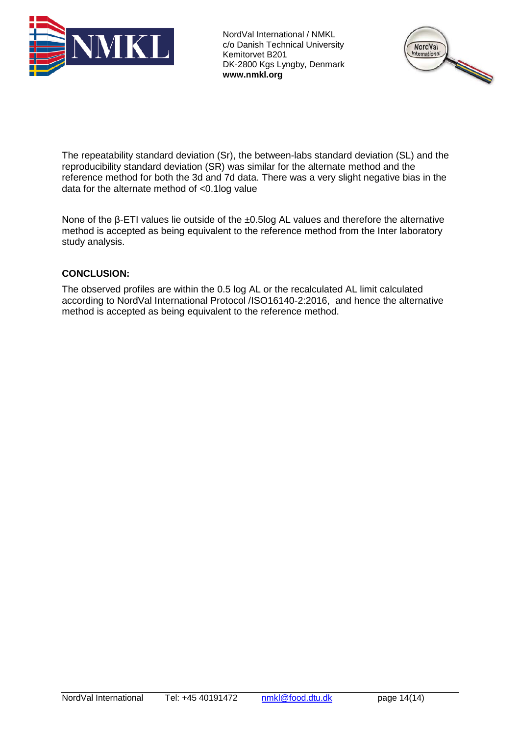The repeatability standard deviation (Sr), the between-labs standard deviation (SL) and the reproducibility standard deviation (SR) was similar for the alternate method and the reference method for both the 3d and 7d data. There was a very slight negative bias in the data for the alternate method of <0.1log value

None of the β-ETI values lie outside of the ±0.5log AL values and therefore the alternative method is accepted as being equivalent to the reference method from the Inter laboratory study analysis.

**CONCLUSION:**

The observed profiles are within the 0.5 log AL or the recalculated AL limit calculated according to NordVal International Protocol /ISO16140-2:2016, and hence the alternative method is accepted as being equivalent to the reference method.